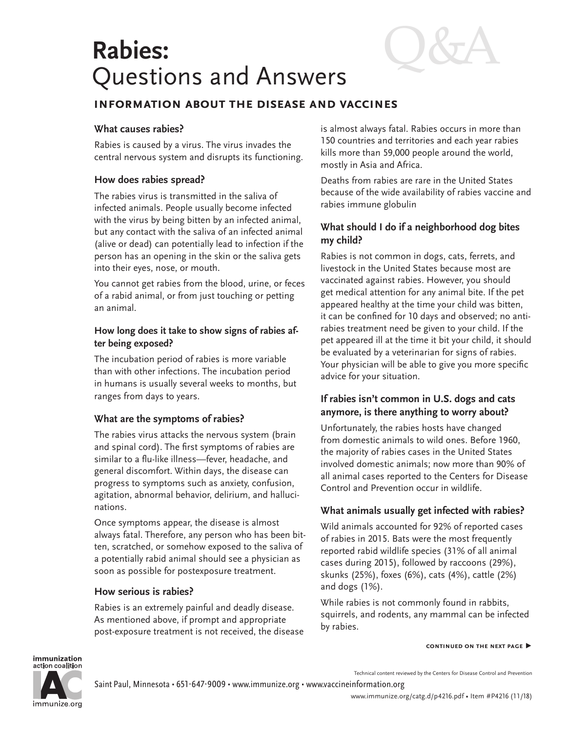# Rabies: Questions and Answers

Q&A

## Information about the disease and vaccines

### What causes rabies?

Rabies is caused by a virus. The virus invades the central nervous system and disrupts its functioning.

### How does rabies spread?

The rabies virus is transmitted in the saliva of infected animals. People usually become infected with the virus by being bitten by an infected animal, but any contact with the saliva of an infected animal (alive or dead) can potentially lead to infection if the person has an opening in the skin or the saliva gets into their eyes, nose, or mouth.

You cannot get rabies from the blood, urine, or feces of a rabid animal, or from just touching or petting an animal.

### How long does it take to show signs of rabies after being exposed?

The incubation period of rabies is more variable than with other infections. The incubation period in humans is usually several weeks to months, but ranges from days to years.

### What are the symptoms of rabies?

The rabies virus attacks the nervous system (brain and spinal cord). The first symptoms of rabies are similar to a flu-like illness—fever, headache, and general discomfort. Within days, the disease can progress to symptoms such as anxiety, confusion, agitation, abnormal behavior, delirium, and hallucinations.

Once symptoms appear, the disease is almost always fatal. Therefore, any person who has been bitten, scratched, or somehow exposed to the saliva of a potentially rabid animal should see a physician as soon as possible for postexposure treatment.

### How serious is rabies?

Rabies is an extremely painful and deadly disease. As mentioned above, if prompt and appropriate post-exposure treatment is not received, the disease is almost always fatal. Rabies occurs in more than 150 countries and territories and each year rabies kills more than 59,000 people around the world, mostly in Asia and Africa.

Deaths from rabies are rare in the United States because of the wide availability of rabies vaccine and rabies immune globulin

### What should I do if a neighborhood dog bites my child?

Rabies is not common in dogs, cats, ferrets, and livestock in the United States because most are vaccinated against rabies. However, you should get medical attention for any animal bite. If the pet appeared healthy at the time your child was bitten, it can be confined for 10 days and observed; no anti-rabies treatment need be given to your child. If the pet appeared ill at the time it bit your child, it should be evaluated by a veterinarian for signs of rabies. Your physician will be able to give you more specific advice for your situation.

### If rabies isn't common in U.S. dogs and cats anymore, is there anything to worry about?

Unfortunately, the rabies hosts have changed from domestic animals to wild ones. Before 1960, the majority of rabies cases in the United States involved domestic animals; now more than 90% of all animal cases reported to the Centers for Disease Control and Prevention occur in wildlife.

### What animals usually get infected with rabies?

Wild animals accounted for 92% of reported cases of rabies in 2015. Bats were the most frequently reported rabid wildlife species (31% of all animal cases during 2015), followed by raccoons (29%), skunks (25%), foxes (6%), cats (4%), cattle (2%) and dogs (1%).

While rabies is not commonly found in rabbits, squirrels, and rodents, any mammal can be infected by rabies.

**continued on the next page ▶**

Technical content reviewed by the Centers for Disease Control and Prevention

immunization action coalition — immunize.org

Saint Paul, Minnesota • 651-647-9009 • www.immunize.org • www.vaccineinformation.org

www.immunize.org/catg.d/p4216.pdf • Item #P4216 (11/18)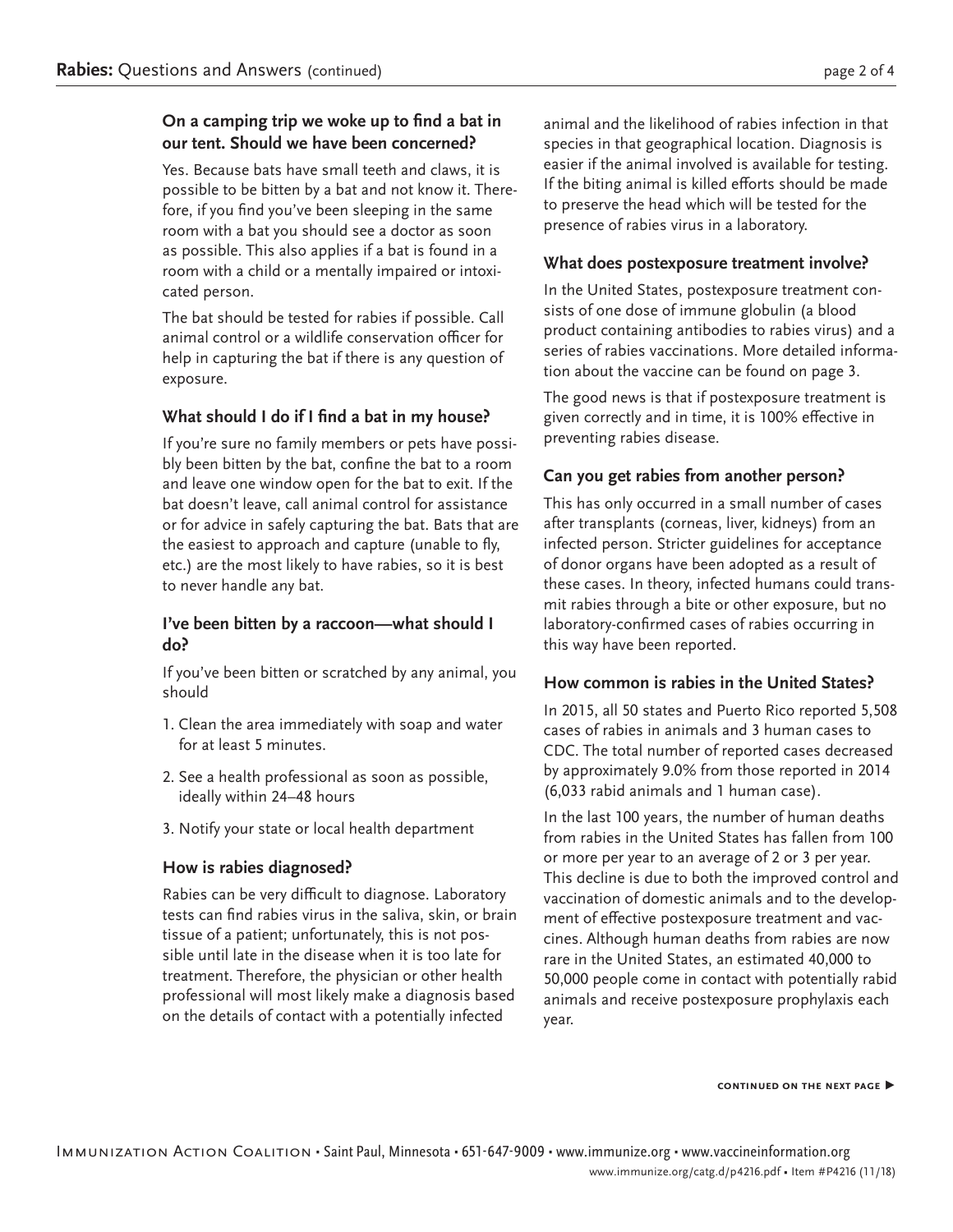### On a camping trip we woke up to find a bat in our tent. Should we have been concerned?

Yes. Because bats have small teeth and claws, it is possible to be bitten by a bat and not know it. Therefore, if you find you've been sleeping in the same room with a bat you should see a doctor as soon as possible. This also applies if a bat is found in a room with a child or a mentally impaired or intoxicated person.

The bat should be tested for rabies if possible. Call animal control or a wildlife conservation officer for help in capturing the bat if there is any question of exposure.

### What should I do if I find a bat in my house?

If you're sure no family members or pets have possibly been bitten by the bat, confine the bat to a room and leave one window open for the bat to exit. If the bat doesn't leave, call animal control for assistance or for advice in safely capturing the bat. Bats that are the easiest to approach and capture (unable to fly, etc.) are the most likely to have rabies, so it is best to never handle any bat.

### I've been bitten by a raccoon—what should I do?

If you've been bitten or scratched by any animal, you should

1. Clean the area immediately with soap and water for at least 5 minutes.
2. See a health professional as soon as possible, ideally within 24–48 hours
3. Notify your state or local health department

### How is rabies diagnosed?

Rabies can be very difficult to diagnose. Laboratory tests can find rabies virus in the saliva, skin, or brain tissue of a patient; unfortunately, this is not possible until late in the disease when it is too late for treatment. Therefore, the physician or other health professional will most likely make a diagnosis based on the details of contact with a potentially infected animal and the likelihood of rabies infection in that species in that geographical location. Diagnosis is easier if the animal involved is available for testing. If the biting animal is killed efforts should be made to preserve the head which will be tested for the presence of rabies virus in a laboratory.

### What does postexposure treatment involve?

In the United States, postexposure treatment consists of one dose of immune globulin (a blood product containing antibodies to rabies virus) and a series of rabies vaccinations. More detailed information about the vaccine can be found on page 3.

The good news is that if postexposure treatment is given correctly and in time, it is 100% effective in preventing rabies disease.

### Can you get rabies from another person?

This has only occurred in a small number of cases after transplants (corneas, liver, kidneys) from an infected person. Stricter guidelines for acceptance of donor organs have been adopted as a result of these cases. In theory, infected humans could transmit rabies through a bite or other exposure, but no laboratory-confirmed cases of rabies occurring in this way have been reported.

### How common is rabies in the United States?

In 2015, all 50 states and Puerto Rico reported 5,508 cases of rabies in animals and 3 human cases to CDC. The total number of reported cases decreased by approximately 9.0% from those reported in 2014 (6,033 rabid animals and 1 human case).

In the last 100 years, the number of human deaths from rabies in the United States has fallen from 100 or more per year to an average of 2 or 3 per year. This decline is due to both the improved control and vaccination of domestic animals and to the development of effective postexposure treatment and vaccines. Although human deaths from rabies are now rare in the United States, an estimated 40,000 to 50,000 people come in contact with potentially rabid animals and receive postexposure prophylaxis each year.

continued on the next page ▶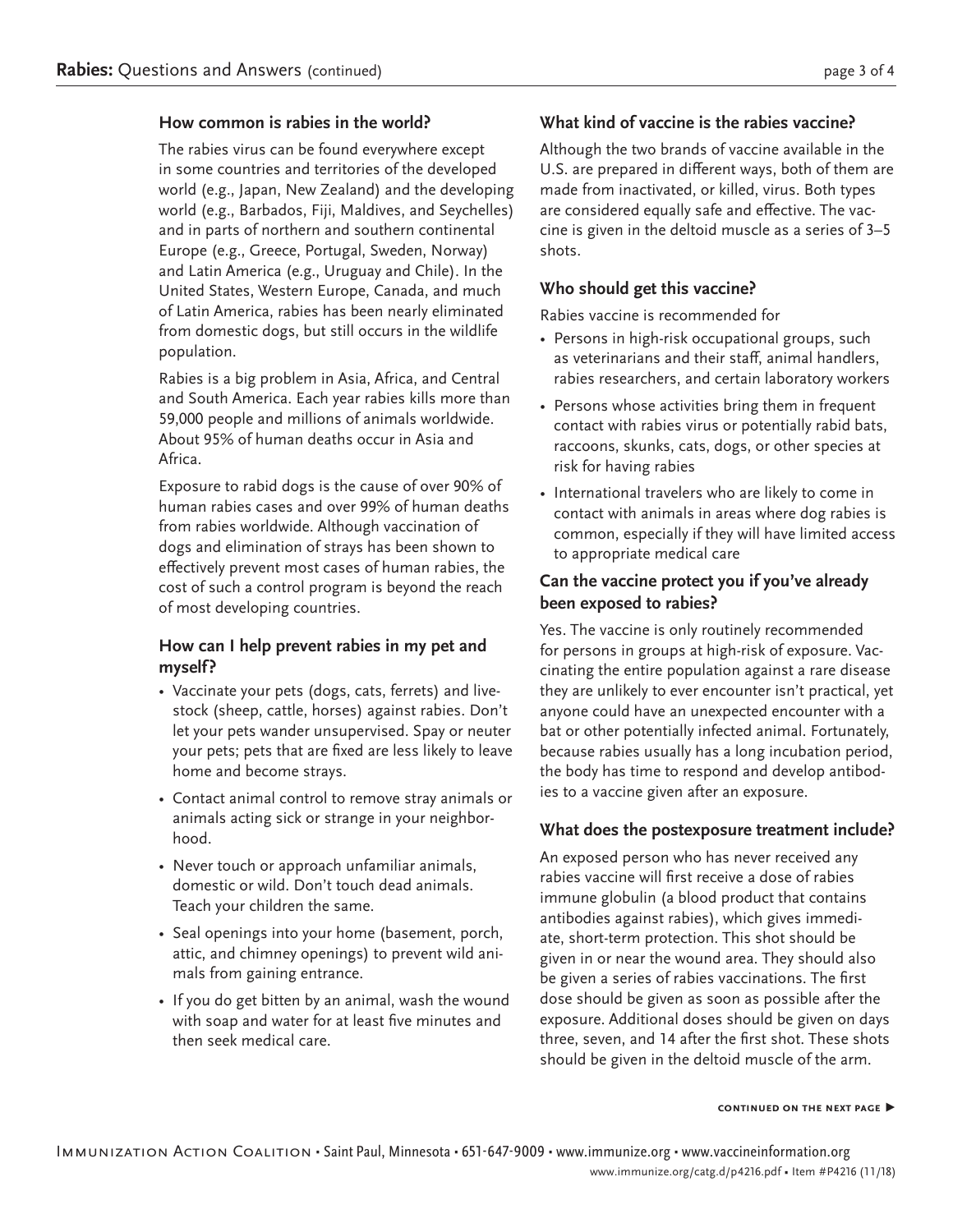## How common is rabies in the world?

The rabies virus can be found everywhere except in some countries and territories of the developed world (e.g., Japan, New Zealand) and the developing world (e.g., Barbados, Fiji, Maldives, and Seychelles) and in parts of northern and southern continental Europe (e.g., Greece, Portugal, Sweden, Norway) and Latin America (e.g., Uruguay and Chile). In the United States, Western Europe, Canada, and much of Latin America, rabies has been nearly eliminated from domestic dogs, but still occurs in the wildlife population.

Rabies is a big problem in Asia, Africa, and Central and South America. Each year rabies kills more than 59,000 people and millions of animals worldwide. About 95% of human deaths occur in Asia and Africa.

Exposure to rabid dogs is the cause of over 90% of human rabies cases and over 99% of human deaths from rabies worldwide. Although vaccination of dogs and elimination of strays has been shown to effectively prevent most cases of human rabies, the cost of such a control program is beyond the reach of most developing countries.

## How can I help prevent rabies in my pet and myself?

- Vaccinate your pets (dogs, cats, ferrets) and livestock (sheep, cattle, horses) against rabies. Don't let your pets wander unsupervised. Spay or neuter your pets; pets that are fixed are less likely to leave home and become strays.
- Contact animal control to remove stray animals or animals acting sick or strange in your neighborhood.
- Never touch or approach unfamiliar animals, domestic or wild. Don't touch dead animals. Teach your children the same.
- Seal openings into your home (basement, porch, attic, and chimney openings) to prevent wild animals from gaining entrance.
- If you do get bitten by an animal, wash the wound with soap and water for at least five minutes and then seek medical care.

## What kind of vaccine is the rabies vaccine?

Although the two brands of vaccine available in the U.S. are prepared in different ways, both of them are made from inactivated, or killed, virus. Both types are considered equally safe and effective. The vaccine is given in the deltoid muscle as a series of 3–5 shots.

## Who should get this vaccine?

Rabies vaccine is recommended for

- Persons in high-risk occupational groups, such as veterinarians and their staff, animal handlers, rabies researchers, and certain laboratory workers
- Persons whose activities bring them in frequent contact with rabies virus or potentially rabid bats, raccoons, skunks, cats, dogs, or other species at risk for having rabies
- International travelers who are likely to come in contact with animals in areas where dog rabies is common, especially if they will have limited access to appropriate medical care

## Can the vaccine protect you if you've already been exposed to rabies?

Yes. The vaccine is only routinely recommended for persons in groups at high-risk of exposure. Vaccinating the entire population against a rare disease they are unlikely to ever encounter isn't practical, yet anyone could have an unexpected encounter with a bat or other potentially infected animal. Fortunately, because rabies usually has a long incubation period, the body has time to respond and develop antibodies to a vaccine given after an exposure.

## What does the postexposure treatment include?

An exposed person who has never received any rabies vaccine will first receive a dose of rabies immune globulin (a blood product that contains antibodies against rabies), which gives immediate, short-term protection. This shot should be given in or near the wound area. They should also be given a series of rabies vaccinations. The first dose should be given as soon as possible after the exposure. Additional doses should be given on days three, seven, and 14 after the first shot. These shots should be given in the deltoid muscle of the arm.

CONTINUED ON THE NEXT PAGE ▶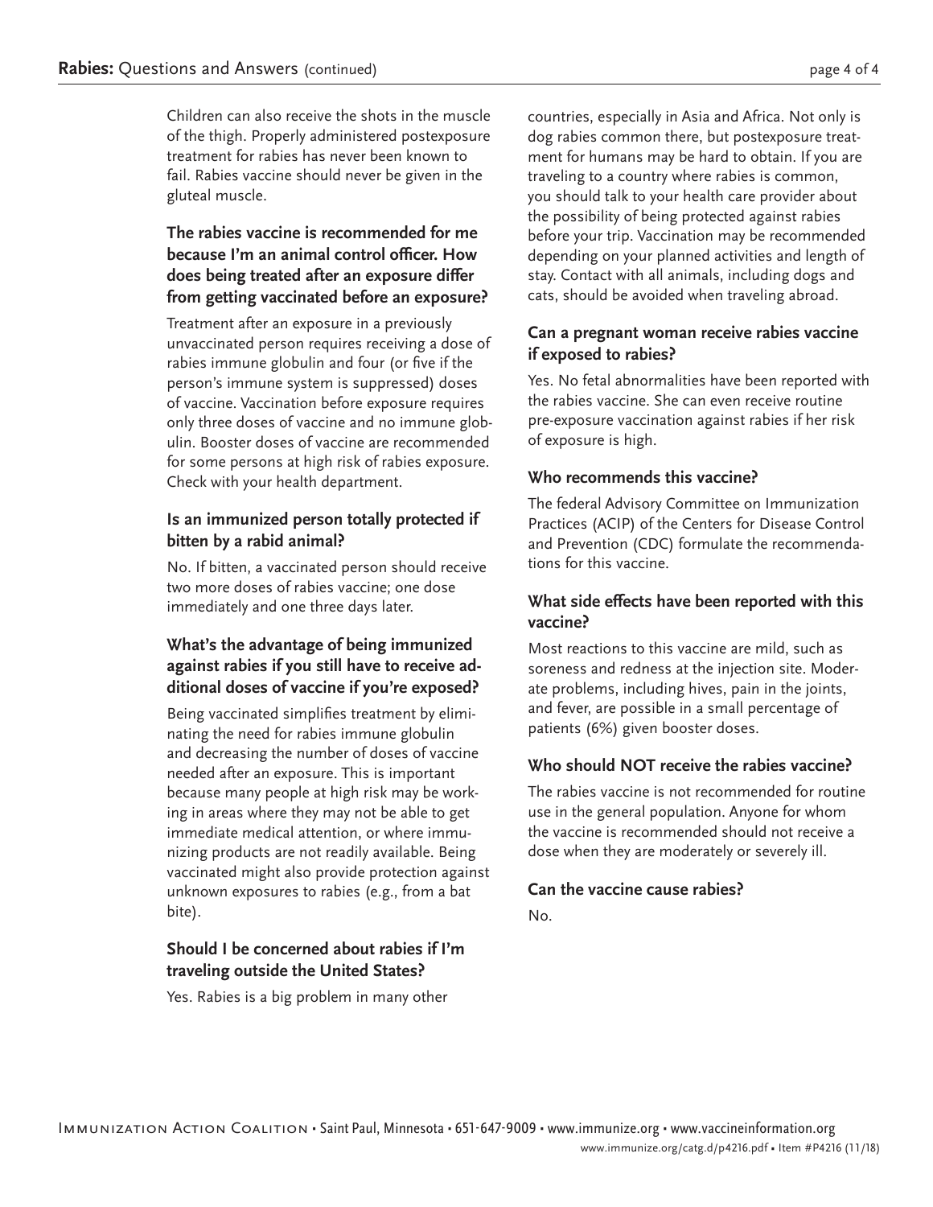Children can also receive the shots in the muscle of the thigh. Properly administered postexposure treatment for rabies has never been known to fail. Rabies vaccine should never be given in the gluteal muscle.

### The rabies vaccine is recommended for me because I'm an animal control officer. How does being treated after an exposure differ from getting vaccinated before an exposure?

Treatment after an exposure in a previously unvaccinated person requires receiving a dose of rabies immune globulin and four (or five if the person's immune system is suppressed) doses of vaccine. Vaccination before exposure requires only three doses of vaccine and no immune globulin. Booster doses of vaccine are recommended for some persons at high risk of rabies exposure. Check with your health department.

### Is an immunized person totally protected if bitten by a rabid animal?

No. If bitten, a vaccinated person should receive two more doses of rabies vaccine; one dose immediately and one three days later.

### What's the advantage of being immunized against rabies if you still have to receive additional doses of vaccine if you're exposed?

Being vaccinated simplifies treatment by eliminating the need for rabies immune globulin and decreasing the number of doses of vaccine needed after an exposure. This is important because many people at high risk may be working in areas where they may not be able to get immediate medical attention, or where immunizing products are not readily available. Being vaccinated might also provide protection against unknown exposures to rabies (e.g., from a bat bite).

### Should I be concerned about rabies if I'm traveling outside the United States?

Yes. Rabies is a big problem in many other countries, especially in Asia and Africa. Not only is dog rabies common there, but postexposure treatment for humans may be hard to obtain. If you are traveling to a country where rabies is common, you should talk to your health care provider about the possibility of being protected against rabies before your trip. Vaccination may be recommended depending on your planned activities and length of stay. Contact with all animals, including dogs and cats, should be avoided when traveling abroad.

### Can a pregnant woman receive rabies vaccine if exposed to rabies?

Yes. No fetal abnormalities have been reported with the rabies vaccine. She can even receive routine pre-exposure vaccination against rabies if her risk of exposure is high.

### Who recommends this vaccine?

The federal Advisory Committee on Immunization Practices (ACIP) of the Centers for Disease Control and Prevention (CDC) formulate the recommendations for this vaccine.

### What side effects have been reported with this vaccine?

Most reactions to this vaccine are mild, such as soreness and redness at the injection site. Moderate problems, including hives, pain in the joints, and fever, are possible in a small percentage of patients (6%) given booster doses.

### Who should NOT receive the rabies vaccine?

The rabies vaccine is not recommended for routine use in the general population. Anyone for whom the vaccine is recommended should not receive a dose when they are moderately or severely ill.

### Can the vaccine cause rabies?

No.

Immunization Action Coalition • Saint Paul, Minnesota • 651-647-9009 • www.immunize.org • www.vaccineinformation.org
www.immunize.org/catg.d/p4216.pdf • Item #P4216 (11/18)